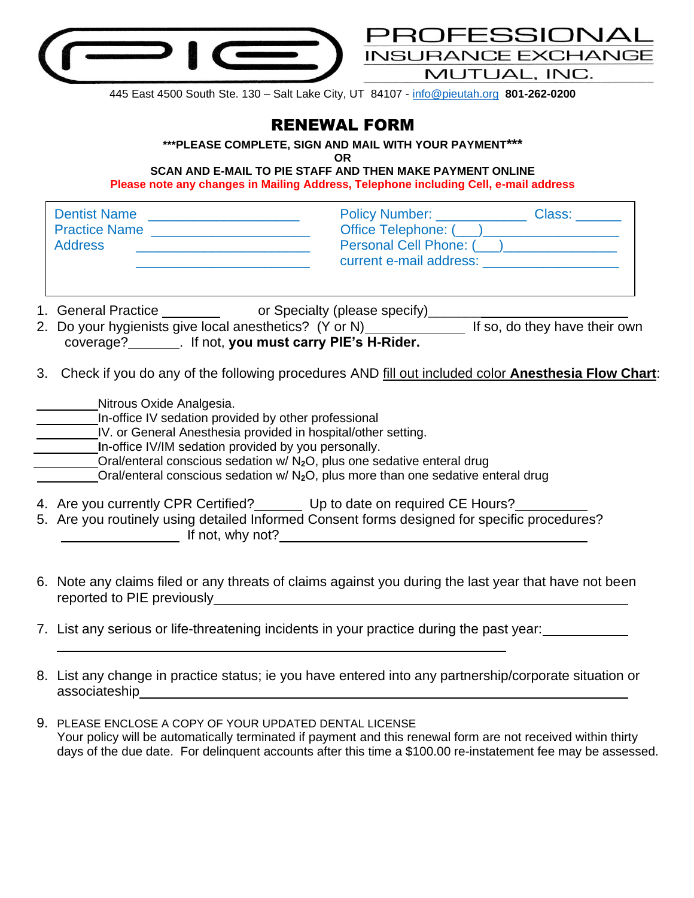PROFESSIONAL INSURANCE EXCHANGE MUTUAL, INC.

445 East 4500 South Ste. 130 – Salt Lake City, UT 84107 - info@pieutah.org **801-262-0200**

# RENEWAL FORM

**\*\*\*PLEASE COMPLETE, SIGN AND MAIL WITH YOUR PAYMENT\*\*\***

**OR**

**SCAN AND E-MAIL TO PIE STAFF AND THEN MAKE PAYMENT ONLINE**

**Please note any changes in Mailing Address, Telephone including Cell, e-mail address**

Dentist Name ____________________
Practice Name ____________________
Address ____________________
____________________

Policy Number: ____________ Class: ______
Office Telephone: (___)________________
Personal Cell Phone: (___)______________
current e-mail address: ________________

1. General Practice ________ or Specialty (please specify)____________________
2. Do your hygienists give local anesthetics? (Y or N)____________ If so, do they have their own coverage?_______. If not, **you must carry PIE's H-Rider.**

3. Check if you do any of the following procedures AND fill out included color **Anesthesia Flow Chart**:

_________Nitrous Oxide Analgesia.
_________In-office IV sedation provided by other professional
_________IV. or General Anesthesia provided in hospital/other setting.
_________**I**n-office IV/IM sedation provided by you personally.
_________Oral/enteral conscious sedation w/ $N_2O$, plus one sedative enteral drug
_________Oral/enteral conscious sedation w/ $N_2O$, plus more than one sedative enteral drug

4. Are you currently CPR Certified?______ Up to date on required CE Hours?__________
5. Are you routinely using detailed Informed Consent forms designed for specific procedures? ______________ If not, why not?______________________________________

6. Note any claims filed or any threats of claims against you during the last year that have not been reported to PIE previously______________________________________

7. List any serious or life-threatening incidents in your practice during the past year:__________
______________________________________________________

8. List any change in practice status; ie you have entered into any partnership/corporate situation or associateship______________________________________________

9. PLEASE ENCLOSE A COPY OF YOUR UPDATED DENTAL LICENSE
Your policy will be automatically terminated if payment and this renewal form are not received within thirty days of the due date. For delinquent accounts after this time a $100.00 re-instatement fee may be assessed.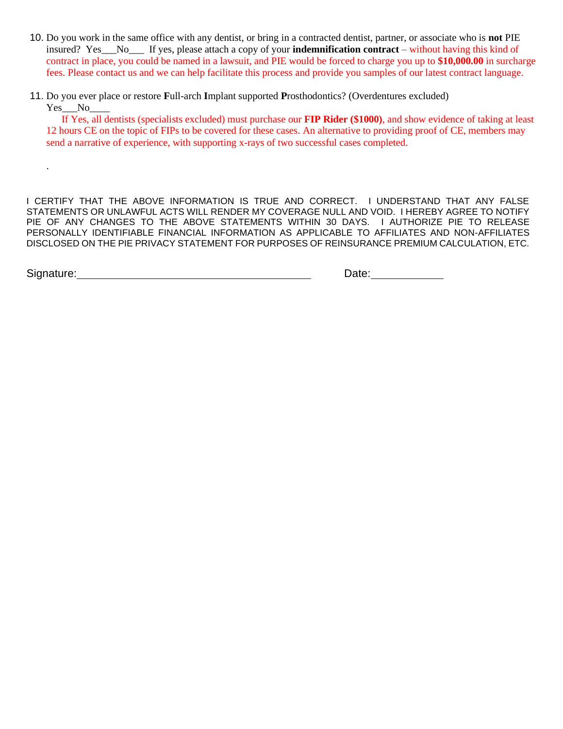10. Do you work in the same office with any dentist, or bring in a contracted dentist, partner, or associate who is **not** PIE insured? Yes___No___ If yes, please attach a copy of your **indemnification contract** – without having this kind of contract in place, you could be named in a lawsuit, and PIE would be forced to charge you up to **$10,000.00** in surcharge fees. Please contact us and we can help facilitate this process and provide you samples of our latest contract language.

11. Do you ever place or restore **F**ull-arch **I**mplant supported **P**rosthodontics? (Overdentures excluded) Yes___No____

    If Yes, all dentists (specialists excluded) must purchase our **FIP Rider ($1000)**, and show evidence of taking at least 12 hours CE on the topic of FIPs to be covered for these cases. An alternative to providing proof of CE, members may send a narrative of experience, with supporting x-rays of two successful cases completed.

.

I CERTIFY THAT THE ABOVE INFORMATION IS TRUE AND CORRECT. I UNDERSTAND THAT ANY FALSE STATEMENTS OR UNLAWFUL ACTS WILL RENDER MY COVERAGE NULL AND VOID. I HEREBY AGREE TO NOTIFY PIE OF ANY CHANGES TO THE ABOVE STATEMENTS WITHIN 30 DAYS. I AUTHORIZE PIE TO RELEASE PERSONALLY IDENTIFIABLE FINANCIAL INFORMATION AS APPLICABLE TO AFFILIATES AND NON-AFFILIATES DISCLOSED ON THE PIE PRIVACY STATEMENT FOR PURPOSES OF REINSURANCE PREMIUM CALCULATION, ETC.

Signature:_________________________________________ Date:_____________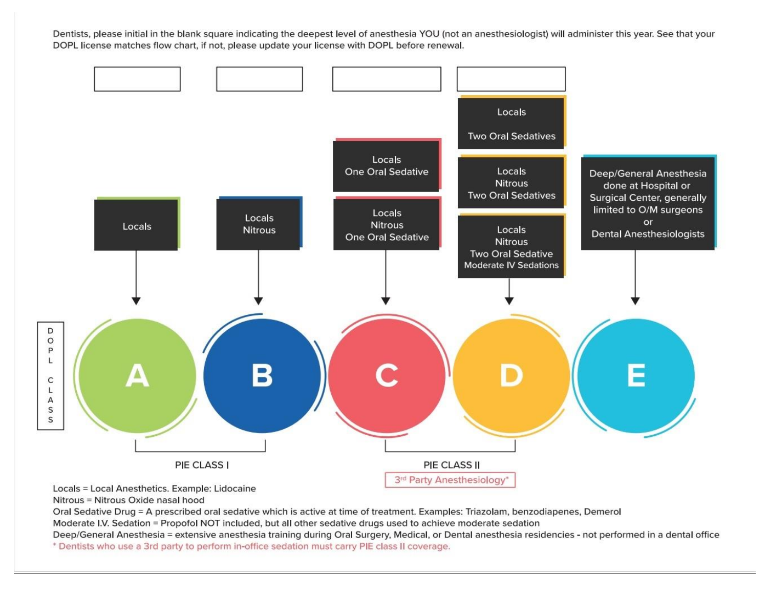Dentists, please initial in the blank square indicating the deepest level of anesthesia YOU (not an anesthesiologist) will administer this year. See that your DOPL license matches flow chart, if not, please update your license with DOPL before renewal.

Locals

Locals
Nitrous

Locals
One Oral Sedative

Locals
Nitrous
One Oral Sedative

Locals
Two Oral Sedatives

Locals
Nitrous
Two Oral Sedatives

Locals
Nitrous
Two Oral Sedative
Moderate IV Sedations

Deep/General Anesthesia done at Hospital or Surgical Center, generally limited to O/M surgeons or Dental Anesthesiologists

DOPL CLASS

A

B

C

D

E

PIE CLASS I

PIE CLASS II

3rd Party Anesthesiology*

Locals = Local Anesthetics. Example: Lidocaine
Nitrous = Nitrous Oxide nasal hood
Oral Sedative Drug = A prescribed oral sedative which is active at time of treatment. Examples: Triazolam, benzodiapenes, Demerol
Moderate I.V. Sedation = Propofol NOT included, but all other sedative drugs used to achieve moderate sedation
Deep/General Anesthesia = extensive anesthesia training during Oral Surgery, Medical, or Dental anesthesia residencies - not performed in a dental office
* Dentists who use a 3rd party to perform in-office sedation must carry PIE class II coverage.